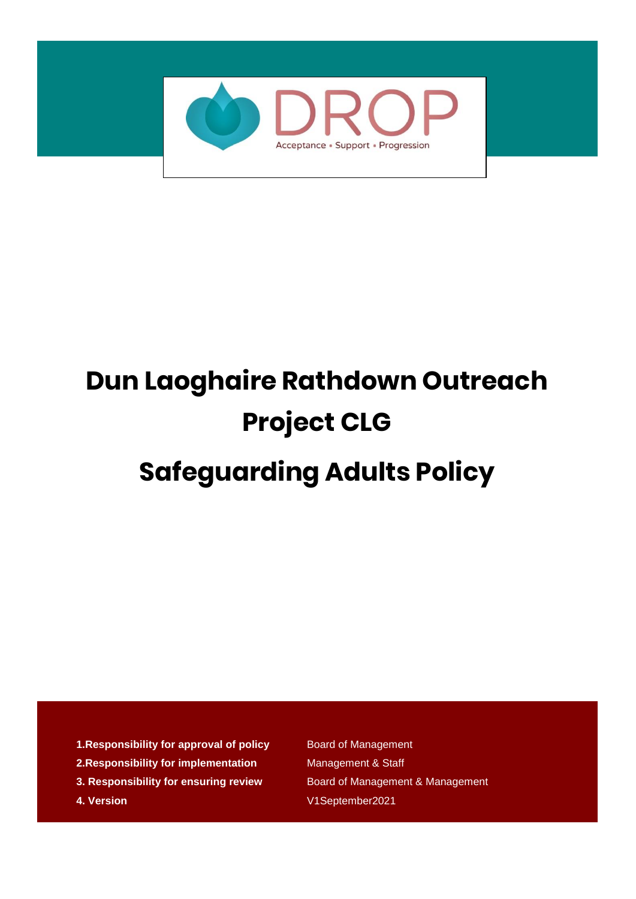DROP

Acceptance • Support • Progression

# Dun Laoghaire Rathdown Outreach Project CLG

# Safeguarding Adults Policy

| | |
|---|---|
| **1.Responsibility for approval of policy** | Board of Management |
| **2.Responsibility for implementation** | Management & Staff |
| **3. Responsibility for ensuring review** | Board of Management & Management |
| **4. Version** | V1September2021 |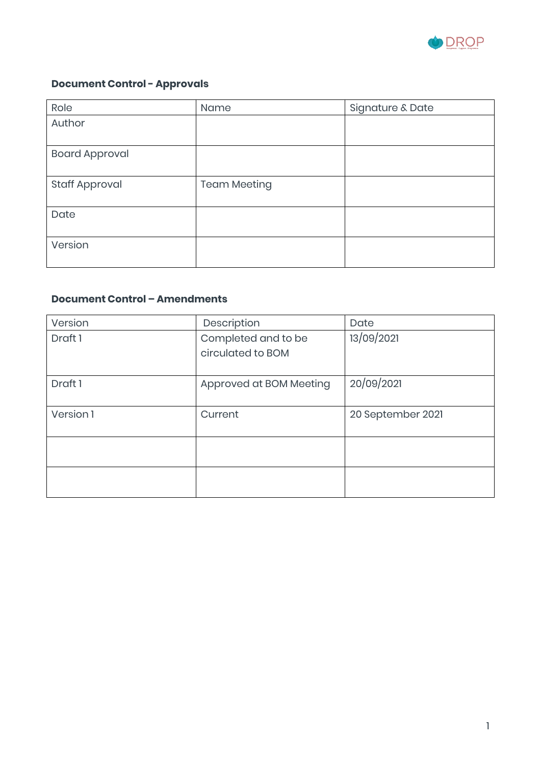### Document Control - Approvals

| Role | Name | Signature & Date |
|---|---|---|
| Author | | |
| Board Approval | | |
| Staff Approval | Team Meeting | |
| Date | | |
| Version | | |

### Document Control – Amendments

| Version | Description | Date |
|---|---|---|
| Draft 1 | Completed and to be circulated to BOM | 13/09/2021 |
| Draft 1 | Approved at BOM Meeting | 20/09/2021 |
| Version 1 | Current | 20 September 2021 |
| | | |
| | | |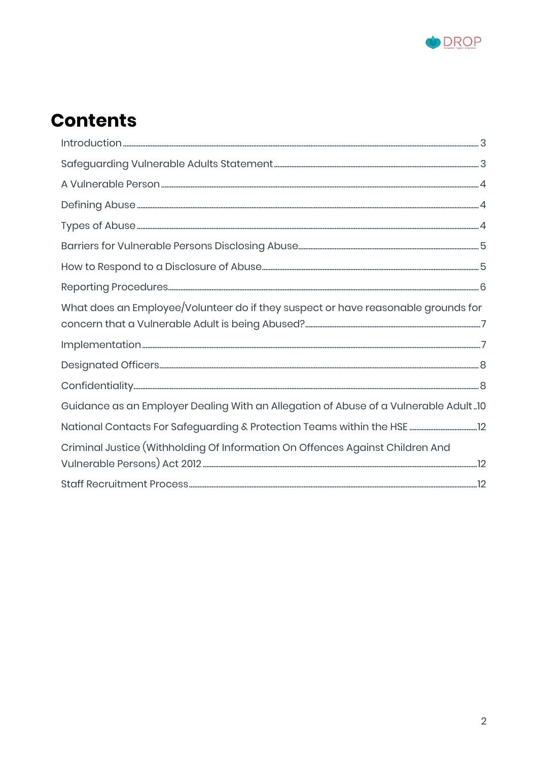# Contents

Introduction ... 3

Safeguarding Vulnerable Adults Statement ... 3

A Vulnerable Person ... 4

Defining Abuse ... 4

Types of Abuse ... 4

Barriers for Vulnerable Persons Disclosing Abuse ... 5

How to Respond to a Disclosure of Abuse ... 5

Reporting Procedures ... 6

What does an Employee/Volunteer do if they suspect or have reasonable grounds for concern that a Vulnerable Adult is being Abused? ... 7

Implementation ... 7

Designated Officers ... 8

Confidentiality ... 8

Guidance as an Employer Dealing With an Allegation of Abuse of a Vulnerable Adult ... 10

National Contacts For Safeguarding & Protection Teams within the HSE ... 12

Criminal Justice (Withholding Of Information On Offences Against Children And Vulnerable Persons) Act 2012 ... 12

Staff Recruitment Process ... 12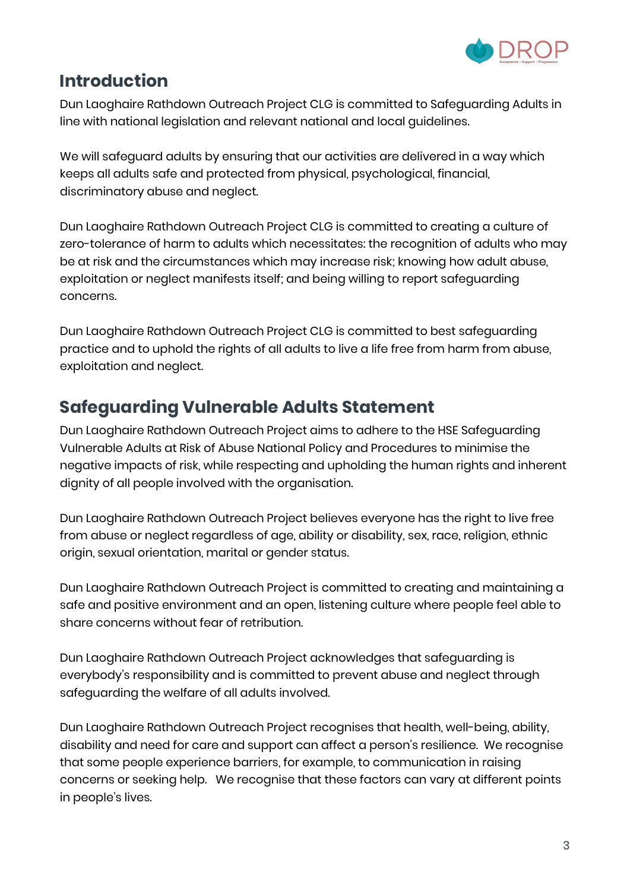## Introduction

Dun Laoghaire Rathdown Outreach Project CLG is committed to Safeguarding Adults in line with national legislation and relevant national and local guidelines.

We will safeguard adults by ensuring that our activities are delivered in a way which keeps all adults safe and protected from physical, psychological, financial, discriminatory abuse and neglect.

Dun Laoghaire Rathdown Outreach Project CLG is committed to creating a culture of zero-tolerance of harm to adults which necessitates: the recognition of adults who may be at risk and the circumstances which may increase risk; knowing how adult abuse, exploitation or neglect manifests itself; and being willing to report safeguarding concerns.

Dun Laoghaire Rathdown Outreach Project CLG is committed to best safeguarding practice and to uphold the rights of all adults to live a life free from harm from abuse, exploitation and neglect.

## Safeguarding Vulnerable Adults Statement

Dun Laoghaire Rathdown Outreach Project aims to adhere to the HSE Safeguarding Vulnerable Adults at Risk of Abuse National Policy and Procedures to minimise the negative impacts of risk, while respecting and upholding the human rights and inherent dignity of all people involved with the organisation.

Dun Laoghaire Rathdown Outreach Project believes everyone has the right to live free from abuse or neglect regardless of age, ability or disability, sex, race, religion, ethnic origin, sexual orientation, marital or gender status.

Dun Laoghaire Rathdown Outreach Project is committed to creating and maintaining a safe and positive environment and an open, listening culture where people feel able to share concerns without fear of retribution.

Dun Laoghaire Rathdown Outreach Project acknowledges that safeguarding is everybody's responsibility and is committed to prevent abuse and neglect through safeguarding the welfare of all adults involved.

Dun Laoghaire Rathdown Outreach Project recognises that health, well-being, ability, disability and need for care and support can affect a person's resilience. We recognise that some people experience barriers, for example, to communication in raising concerns or seeking help. We recognise that these factors can vary at different points in people's lives.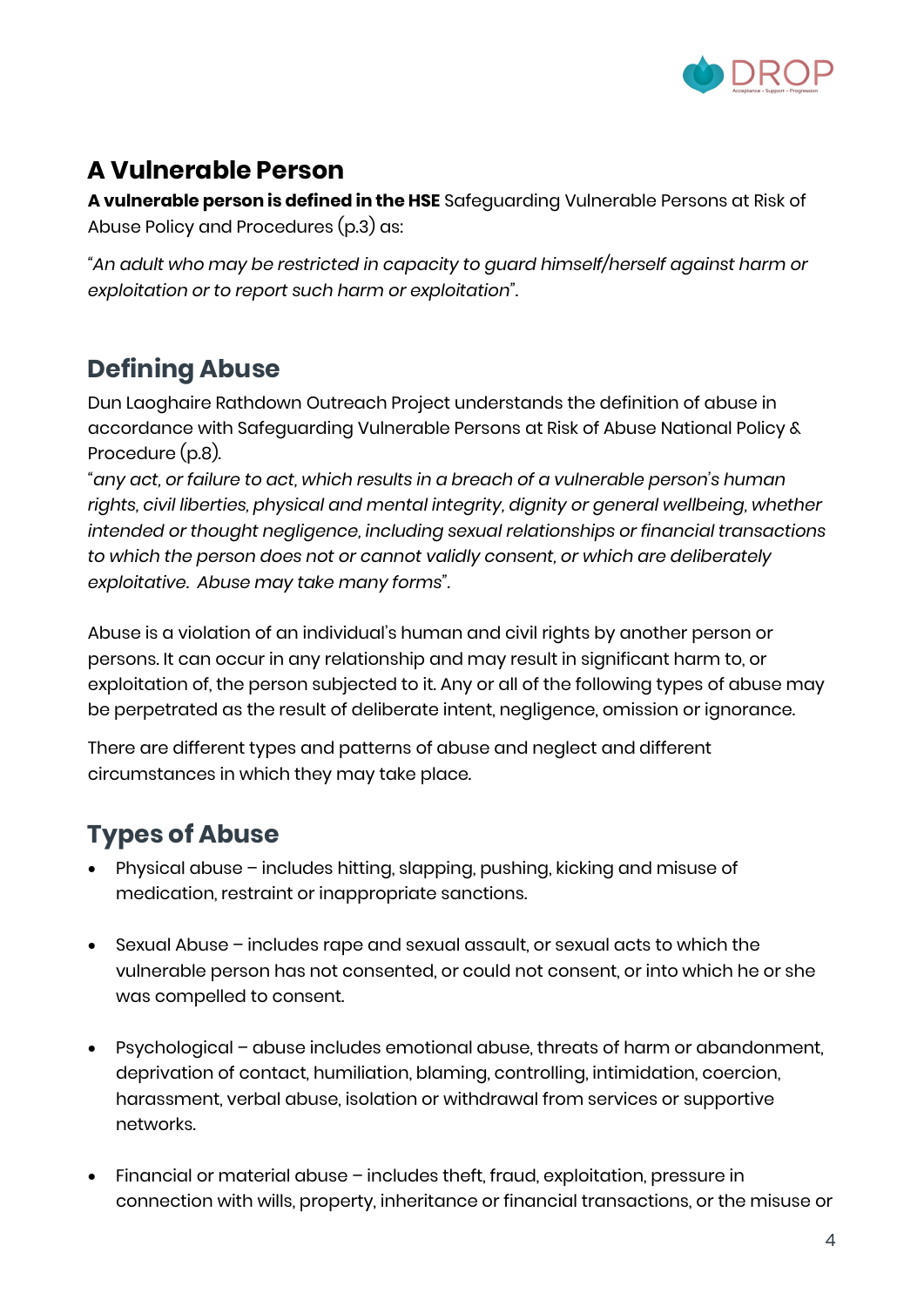## A Vulnerable Person

**A vulnerable person is defined in the HSE** Safeguarding Vulnerable Persons at Risk of Abuse Policy and Procedures (p.3) as:

"*An adult who may be restricted in capacity to guard himself/herself against harm or exploitation or to report such harm or exploitation*".

## Defining Abuse

Dun Laoghaire Rathdown Outreach Project understands the definition of abuse in accordance with Safeguarding Vulnerable Persons at Risk of Abuse National Policy & Procedure (p.8).

"*any act, or failure to act, which results in a breach of a vulnerable person's human rights, civil liberties, physical and mental integrity, dignity or general wellbeing, whether intended or thought negligence, including sexual relationships or financial transactions to which the person does not or cannot validly consent, or which are deliberately exploitative. Abuse may take many forms*".

Abuse is a violation of an individual's human and civil rights by another person or persons. It can occur in any relationship and may result in significant harm to, or exploitation of, the person subjected to it. Any or all of the following types of abuse may be perpetrated as the result of deliberate intent, negligence, omission or ignorance.

There are different types and patterns of abuse and neglect and different circumstances in which they may take place.

## Types of Abuse

- Physical abuse – includes hitting, slapping, pushing, kicking and misuse of medication, restraint or inappropriate sanctions.
- Sexual Abuse – includes rape and sexual assault, or sexual acts to which the vulnerable person has not consented, or could not consent, or into which he or she was compelled to consent.
- Psychological – abuse includes emotional abuse, threats of harm or abandonment, deprivation of contact, humiliation, blaming, controlling, intimidation, coercion, harassment, verbal abuse, isolation or withdrawal from services or supportive networks.
- Financial or material abuse – includes theft, fraud, exploitation, pressure in connection with wills, property, inheritance or financial transactions, or the misuse or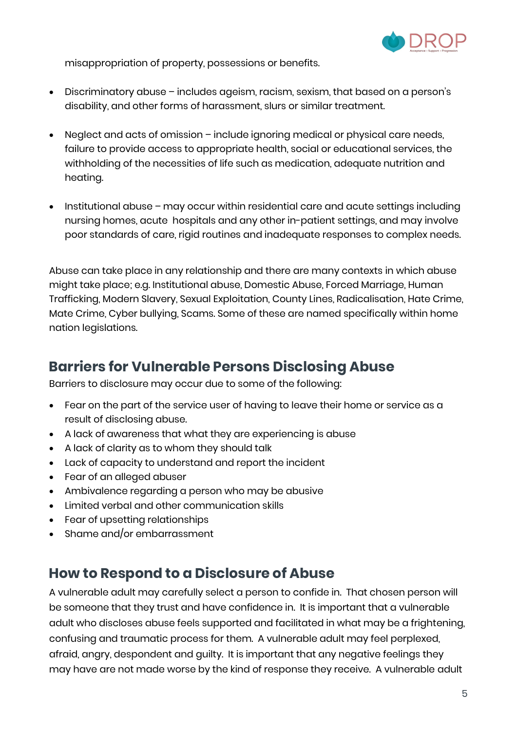misappropriation of property, possessions or benefits.

- Discriminatory abuse – includes ageism, racism, sexism, that based on a person's disability, and other forms of harassment, slurs or similar treatment.

- Neglect and acts of omission – include ignoring medical or physical care needs, failure to provide access to appropriate health, social or educational services, the withholding of the necessities of life such as medication, adequate nutrition and heating.

- Institutional abuse – may occur within residential care and acute settings including nursing homes, acute hospitals and any other in-patient settings, and may involve poor standards of care, rigid routines and inadequate responses to complex needs.

Abuse can take place in any relationship and there are many contexts in which abuse might take place; e.g. Institutional abuse, Domestic Abuse, Forced Marriage, Human Trafficking, Modern Slavery, Sexual Exploitation, County Lines, Radicalisation, Hate Crime, Mate Crime, Cyber bullying, Scams. Some of these are named specifically within home nation legislations.

## Barriers for Vulnerable Persons Disclosing Abuse

Barriers to disclosure may occur due to some of the following:

- Fear on the part of the service user of having to leave their home or service as a result of disclosing abuse.
- A lack of awareness that what they are experiencing is abuse
- A lack of clarity as to whom they should talk
- Lack of capacity to understand and report the incident
- Fear of an alleged abuser
- Ambivalence regarding a person who may be abusive
- Limited verbal and other communication skills
- Fear of upsetting relationships
- Shame and/or embarrassment

## How to Respond to a Disclosure of Abuse

A vulnerable adult may carefully select a person to confide in. That chosen person will be someone that they trust and have confidence in. It is important that a vulnerable adult who discloses abuse feels supported and facilitated in what may be a frightening, confusing and traumatic process for them. A vulnerable adult may feel perplexed, afraid, angry, despondent and guilty. It is important that any negative feelings they may have are not made worse by the kind of response they receive. A vulnerable adult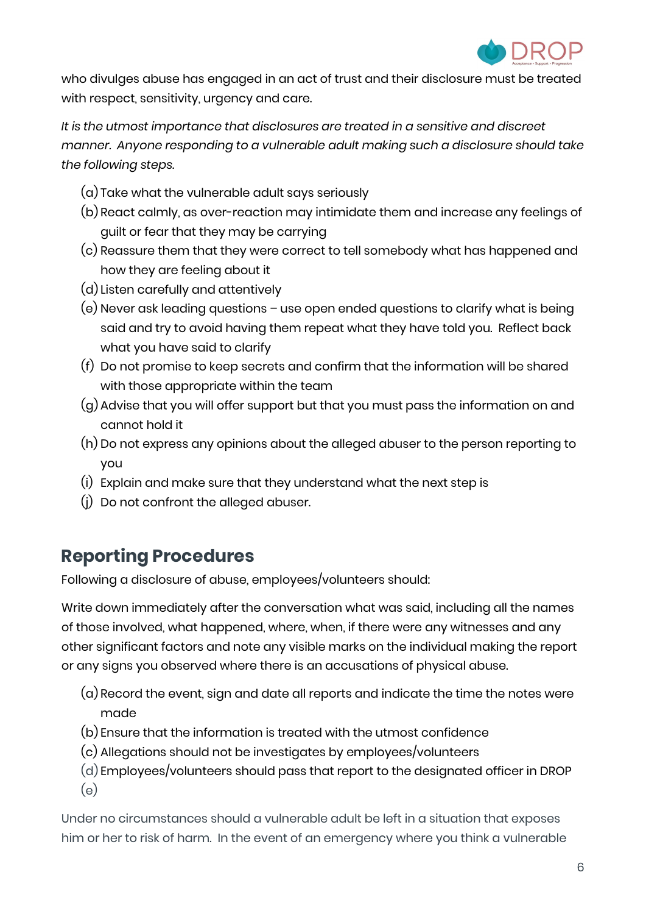who divulges abuse has engaged in an act of trust and their disclosure must be treated with respect, sensitivity, urgency and care.

*It is the utmost importance that disclosures are treated in a sensitive and discreet manner. Anyone responding to a vulnerable adult making such a disclosure should take the following steps.*

(a) Take what the vulnerable adult says seriously
(b) React calmly, as over-reaction may intimidate them and increase any feelings of guilt or fear that they may be carrying
(c) Reassure them that they were correct to tell somebody what has happened and how they are feeling about it
(d) Listen carefully and attentively
(e) Never ask leading questions – use open ended questions to clarify what is being said and try to avoid having them repeat what they have told you. Reflect back what you have said to clarify
(f) Do not promise to keep secrets and confirm that the information will be shared with those appropriate within the team
(g) Advise that you will offer support but that you must pass the information on and cannot hold it
(h) Do not express any opinions about the alleged abuser to the person reporting to you
(i) Explain and make sure that they understand what the next step is
(j) Do not confront the alleged abuser.

## Reporting Procedures

Following a disclosure of abuse, employees/volunteers should:

Write down immediately after the conversation what was said, including all the names of those involved, what happened, where, when, if there were any witnesses and any other significant factors and note any visible marks on the individual making the report or any signs you observed where there is an accusations of physical abuse.

(a) Record the event, sign and date all reports and indicate the time the notes were made
(b) Ensure that the information is treated with the utmost confidence
(c) Allegations should not be investigates by employees/volunteers
(d) Employees/volunteers should pass that report to the designated officer in DROP
(e)

Under no circumstances should a vulnerable adult be left in a situation that exposes him or her to risk of harm. In the event of an emergency where you think a vulnerable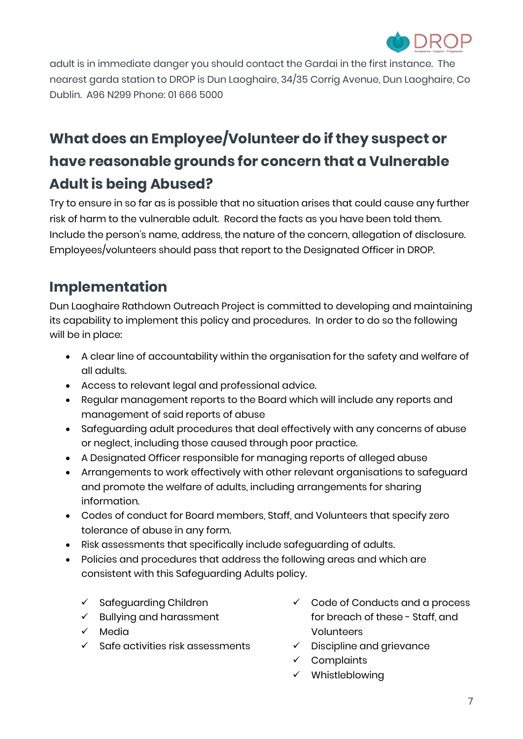adult is in immediate danger you should contact the Gardai in the first instance. The nearest garda station to DROP is Dun Laoghaire, 34/35 Corrig Avenue, Dun Laoghaire, Co Dublin. A96 N299 Phone: 01 666 5000

## What does an Employee/Volunteer do if they suspect or have reasonable grounds for concern that a Vulnerable Adult is being Abused?

Try to ensure in so far as is possible that no situation arises that could cause any further risk of harm to the vulnerable adult. Record the facts as you have been told them. Include the person's name, address, the nature of the concern, allegation of disclosure. Employees/volunteers should pass that report to the Designated Officer in DROP.

## Implementation

Dun Laoghaire Rathdown Outreach Project is committed to developing and maintaining its capability to implement this policy and procedures. In order to do so the following will be in place:

- A clear line of accountability within the organisation for the safety and welfare of all adults.
- Access to relevant legal and professional advice.
- Regular management reports to the Board which will include any reports and management of said reports of abuse
- Safeguarding adult procedures that deal effectively with any concerns of abuse or neglect, including those caused through poor practice.
- A Designated Officer responsible for managing reports of alleged abuse
- Arrangements to work effectively with other relevant organisations to safeguard and promote the welfare of adults, including arrangements for sharing information.
- Codes of conduct for Board members, Staff, and Volunteers that specify zero tolerance of abuse in any form.
- Risk assessments that specifically include safeguarding of adults.
- Policies and procedures that address the following areas and which are consistent with this Safeguarding Adults policy.

    - ✓ Safeguarding Children
    - ✓ Bullying and harassment
    - ✓ Media
    - ✓ Safe activities risk assessments
    - ✓ Code of Conducts and a process for breach of these - Staff, and Volunteers
    - ✓ Discipline and grievance
    - ✓ Complaints
    - ✓ Whistleblowing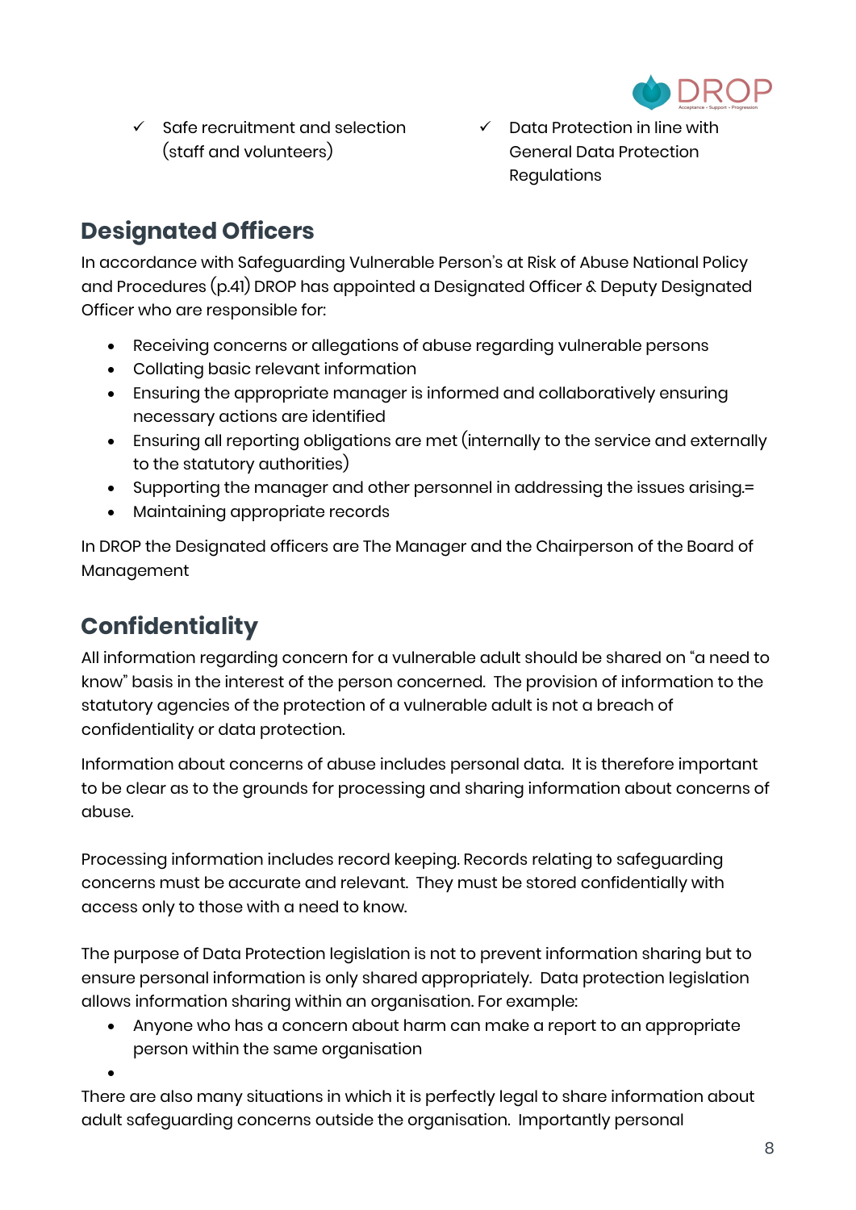- ✓ Safe recruitment and selection (staff and volunteers)
- ✓ Data Protection in line with General Data Protection Regulations

## Designated Officers

In accordance with Safeguarding Vulnerable Person's at Risk of Abuse National Policy and Procedures (p.41) DROP has appointed a Designated Officer & Deputy Designated Officer who are responsible for:

- Receiving concerns or allegations of abuse regarding vulnerable persons
- Collating basic relevant information
- Ensuring the appropriate manager is informed and collaboratively ensuring necessary actions are identified
- Ensuring all reporting obligations are met (internally to the service and externally to the statutory authorities)
- Supporting the manager and other personnel in addressing the issues arising.=
- Maintaining appropriate records

In DROP the Designated officers are The Manager and the Chairperson of the Board of Management

## Confidentiality

All information regarding concern for a vulnerable adult should be shared on "a need to know" basis in the interest of the person concerned. The provision of information to the statutory agencies of the protection of a vulnerable adult is not a breach of confidentiality or data protection.

Information about concerns of abuse includes personal data. It is therefore important to be clear as to the grounds for processing and sharing information about concerns of abuse.

Processing information includes record keeping. Records relating to safeguarding concerns must be accurate and relevant. They must be stored confidentially with access only to those with a need to know.

The purpose of Data Protection legislation is not to prevent information sharing but to ensure personal information is only shared appropriately. Data protection legislation allows information sharing within an organisation. For example:

- Anyone who has a concern about harm can make a report to an appropriate person within the same organisation
-

There are also many situations in which it is perfectly legal to share information about adult safeguarding concerns outside the organisation. Importantly personal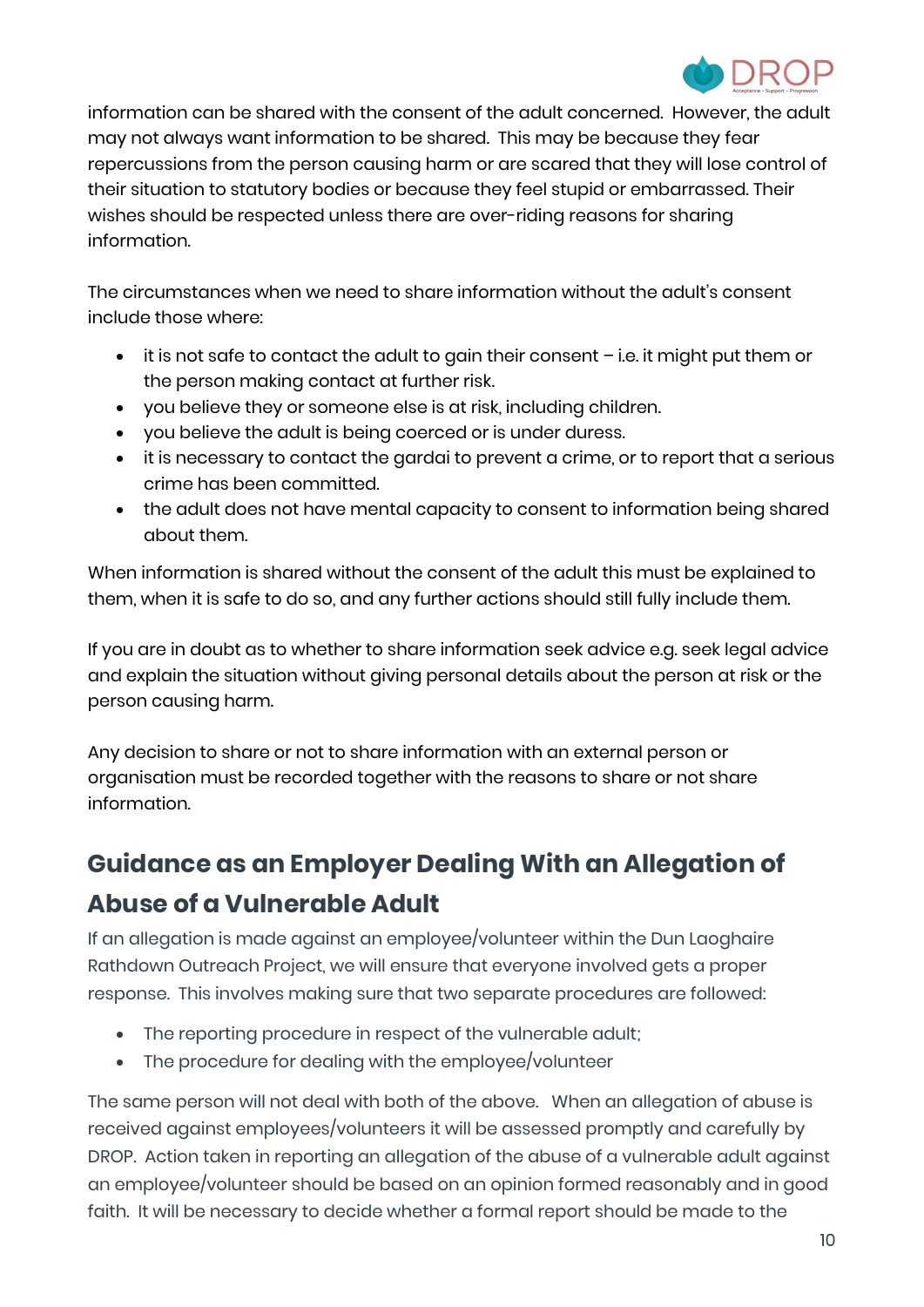information can be shared with the consent of the adult concerned. However, the adult may not always want information to be shared. This may be because they fear repercussions from the person causing harm or are scared that they will lose control of their situation to statutory bodies or because they feel stupid or embarrassed. Their wishes should be respected unless there are over-riding reasons for sharing information.

The circumstances when we need to share information without the adult's consent include those where:

- it is not safe to contact the adult to gain their consent – i.e. it might put them or the person making contact at further risk.
- you believe they or someone else is at risk, including children.
- you believe the adult is being coerced or is under duress.
- it is necessary to contact the gardai to prevent a crime, or to report that a serious crime has been committed.
- the adult does not have mental capacity to consent to information being shared about them.

When information is shared without the consent of the adult this must be explained to them, when it is safe to do so, and any further actions should still fully include them.

If you are in doubt as to whether to share information seek advice e.g. seek legal advice and explain the situation without giving personal details about the person at risk or the person causing harm.

Any decision to share or not to share information with an external person or organisation must be recorded together with the reasons to share or not share information.

## Guidance as an Employer Dealing With an Allegation of Abuse of a Vulnerable Adult

If an allegation is made against an employee/volunteer within the Dun Laoghaire Rathdown Outreach Project, we will ensure that everyone involved gets a proper response. This involves making sure that two separate procedures are followed:

- The reporting procedure in respect of the vulnerable adult;
- The procedure for dealing with the employee/volunteer

The same person will not deal with both of the above. When an allegation of abuse is received against employees/volunteers it will be assessed promptly and carefully by DROP. Action taken in reporting an allegation of the abuse of a vulnerable adult against an employee/volunteer should be based on an opinion formed reasonably and in good faith. It will be necessary to decide whether a formal report should be made to the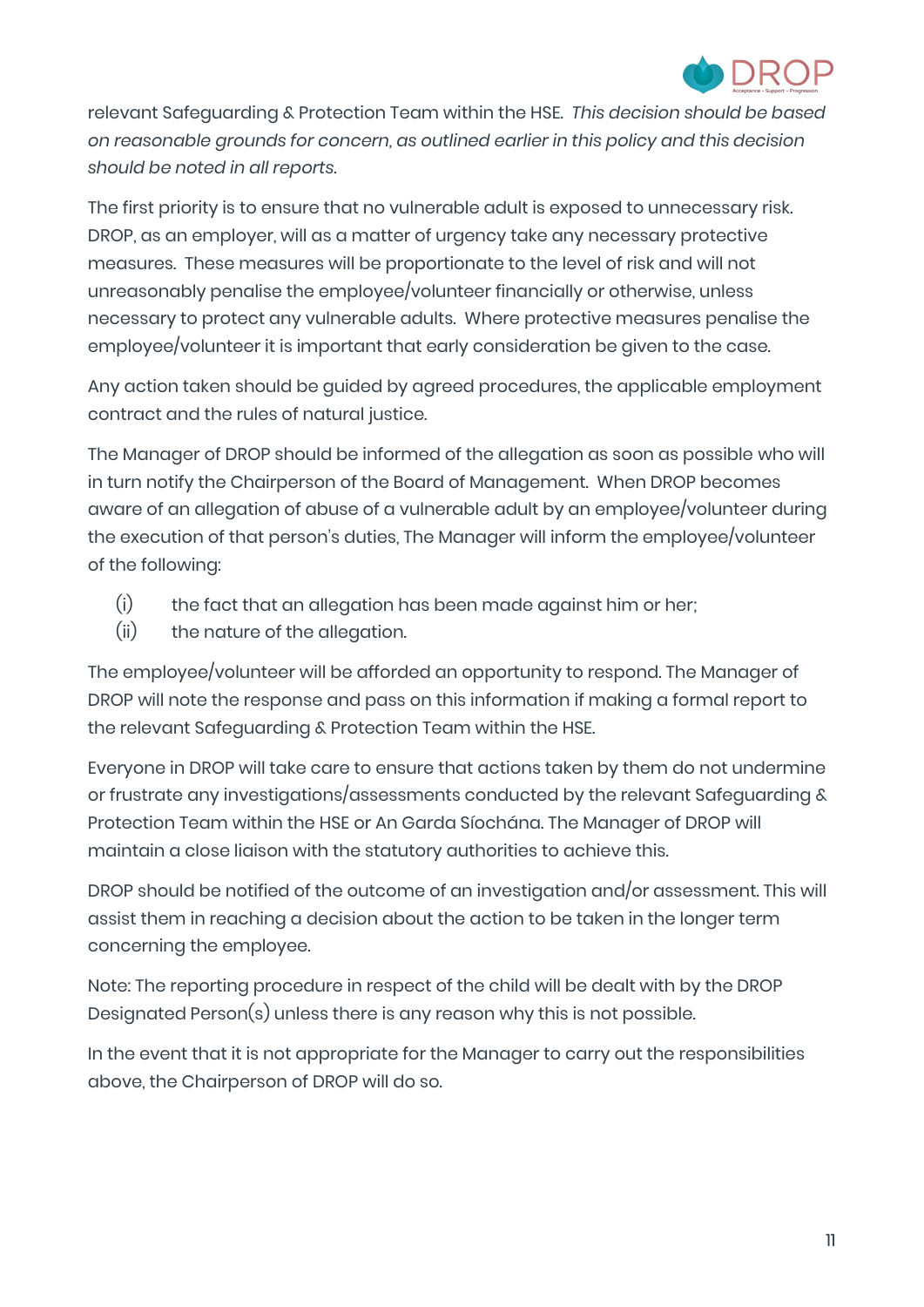relevant Safeguarding & Protection Team within the HSE. *This decision should be based on reasonable grounds for concern, as outlined earlier in this policy and this decision should be noted in all reports.*

The first priority is to ensure that no vulnerable adult is exposed to unnecessary risk. DROP, as an employer, will as a matter of urgency take any necessary protective measures. These measures will be proportionate to the level of risk and will not unreasonably penalise the employee/volunteer financially or otherwise, unless necessary to protect any vulnerable adults. Where protective measures penalise the employee/volunteer it is important that early consideration be given to the case.

Any action taken should be guided by agreed procedures, the applicable employment contract and the rules of natural justice.

The Manager of DROP should be informed of the allegation as soon as possible who will in turn notify the Chairperson of the Board of Management. When DROP becomes aware of an allegation of abuse of a vulnerable adult by an employee/volunteer during the execution of that person's duties, The Manager will inform the employee/volunteer of the following:

(i) the fact that an allegation has been made against him or her;
(ii) the nature of the allegation.

The employee/volunteer will be afforded an opportunity to respond. The Manager of DROP will note the response and pass on this information if making a formal report to the relevant Safeguarding & Protection Team within the HSE.

Everyone in DROP will take care to ensure that actions taken by them do not undermine or frustrate any investigations/assessments conducted by the relevant Safeguarding & Protection Team within the HSE or An Garda Síochána. The Manager of DROP will maintain a close liaison with the statutory authorities to achieve this.

DROP should be notified of the outcome of an investigation and/or assessment. This will assist them in reaching a decision about the action to be taken in the longer term concerning the employee.

Note: The reporting procedure in respect of the child will be dealt with by the DROP Designated Person(s) unless there is any reason why this is not possible.

In the event that it is not appropriate for the Manager to carry out the responsibilities above, the Chairperson of DROP will do so.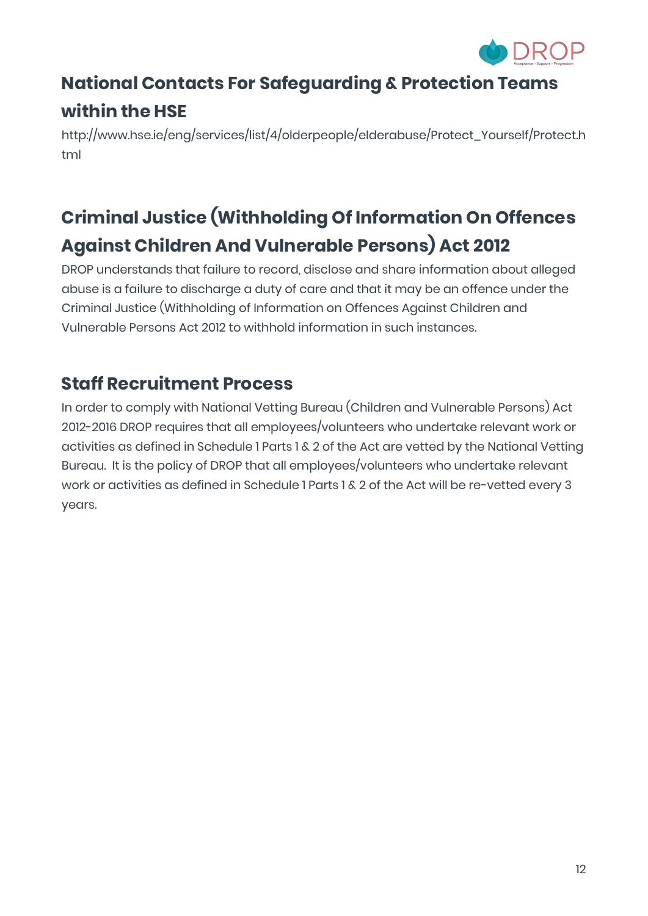## National Contacts For Safeguarding & Protection Teams within the HSE

http://www.hse.ie/eng/services/list/4/olderpeople/elderabuse/Protect_Yourself/Protect.html

## Criminal Justice (Withholding Of Information On Offences Against Children And Vulnerable Persons) Act 2012

DROP understands that failure to record, disclose and share information about alleged abuse is a failure to discharge a duty of care and that it may be an offence under the Criminal Justice (Withholding of Information on Offences Against Children and Vulnerable Persons Act 2012 to withhold information in such instances.

### Staff Recruitment Process

In order to comply with National Vetting Bureau (Children and Vulnerable Persons) Act 2012-2016 DROP requires that all employees/volunteers who undertake relevant work or activities as defined in Schedule 1 Parts 1 & 2 of the Act are vetted by the National Vetting Bureau. It is the policy of DROP that all employees/volunteers who undertake relevant work or activities as defined in Schedule 1 Parts 1 & 2 of the Act will be re-vetted every 3 years.